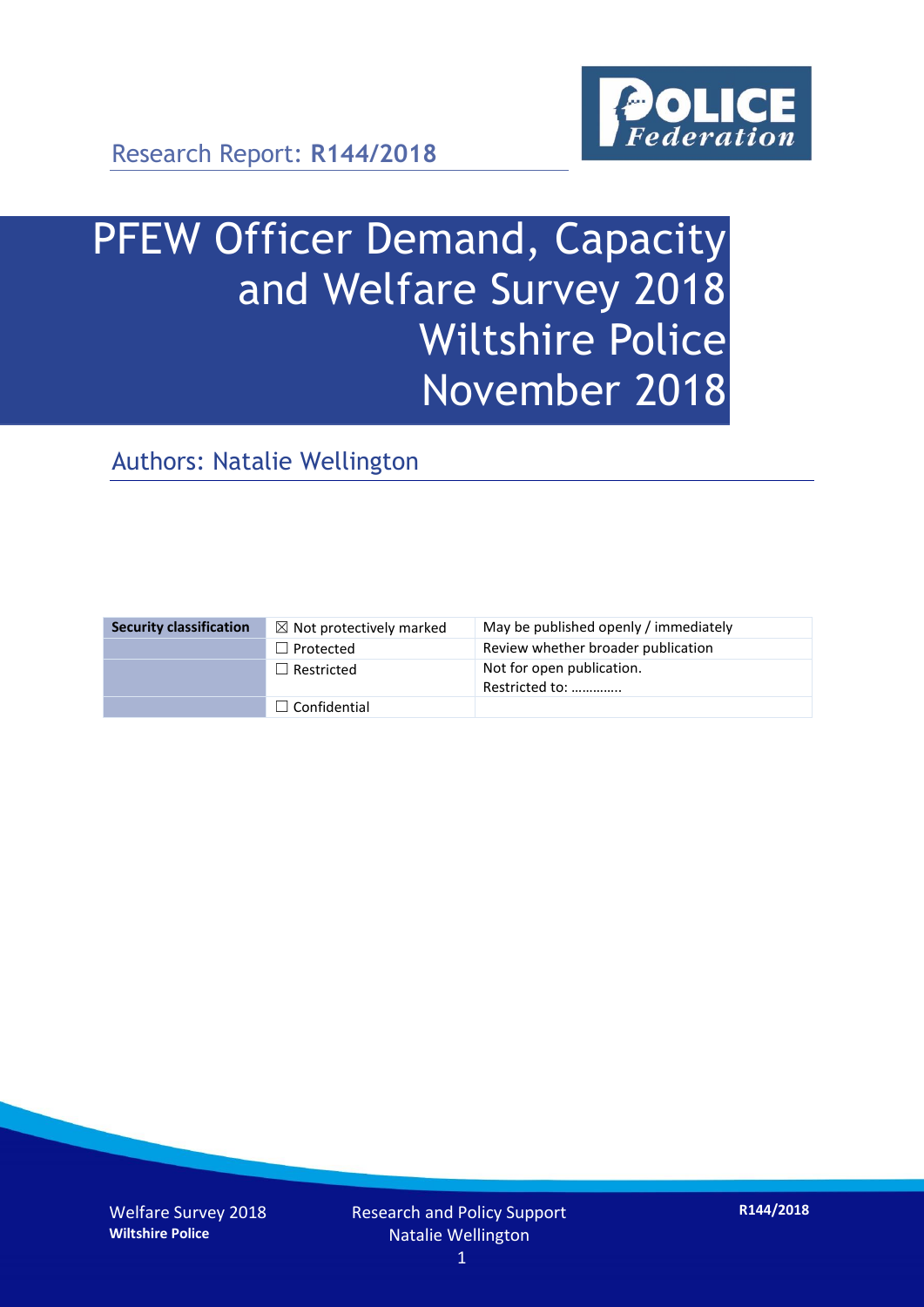Research Report: **R144/2018**

# PFEW Officer Demand, Capacity and Welfare Survey 2018 Wiltshire Police November 2018

## Authors: Natalie Wellington

| Security classification | ☒ Not protectively marked | May be published openly / immediately |
|---|---|---|
| | ☐ Protected | Review whether broader publication |
| | ☐ Restricted | Not for open publication. Restricted to: ………….. |
| | ☐ Confidential | |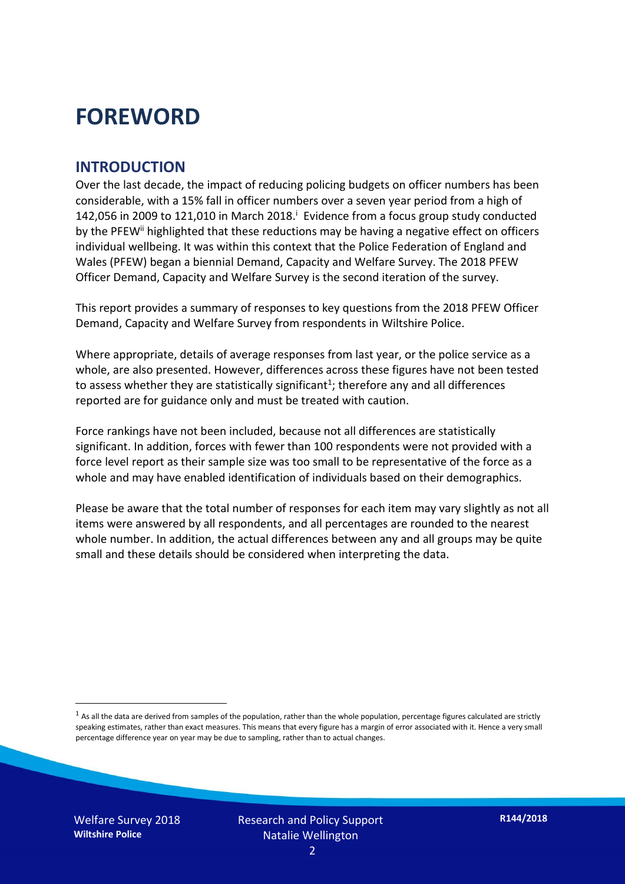# FOREWORD

## INTRODUCTION

Over the last decade, the impact of reducing policing budgets on officer numbers has been considerable, with a 15% fall in officer numbers over a seven year period from a high of 142,056 in 2009 to 121,010 in March 2018.[i] Evidence from a focus group study conducted by the PFEW[ii] highlighted that these reductions may be having a negative effect on officers individual wellbeing. It was within this context that the Police Federation of England and Wales (PFEW) began a biennial Demand, Capacity and Welfare Survey. The 2018 PFEW Officer Demand, Capacity and Welfare Survey is the second iteration of the survey.

This report provides a summary of responses to key questions from the 2018 PFEW Officer Demand, Capacity and Welfare Survey from respondents in Wiltshire Police.

Where appropriate, details of average responses from last year, or the police service as a whole, are also presented. However, differences across these figures have not been tested to assess whether they are statistically significant[1]; therefore any and all differences reported are for guidance only and must be treated with caution.

Force rankings have not been included, because not all differences are statistically significant. In addition, forces with fewer than 100 respondents were not provided with a force level report as their sample size was too small to be representative of the force as a whole and may have enabled identification of individuals based on their demographics.

Please be aware that the total number of responses for each item may vary slightly as not all items were answered by all respondents, and all percentages are rounded to the nearest whole number. In addition, the actual differences between any and all groups may be quite small and these details should be considered when interpreting the data.

[1] As all the data are derived from samples of the population, rather than the whole population, percentage figures calculated are strictly speaking estimates, rather than exact measures. This means that every figure has a margin of error associated with it. Hence a very small percentage difference year on year may be due to sampling, rather than to actual changes.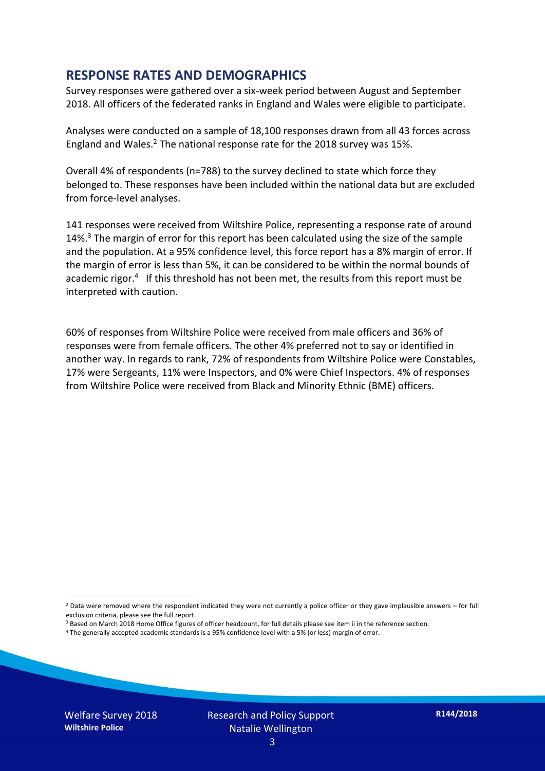## RESPONSE RATES AND DEMOGRAPHICS

Survey responses were gathered over a six-week period between August and September 2018. All officers of the federated ranks in England and Wales were eligible to participate.

Analyses were conducted on a sample of 18,100 responses drawn from all 43 forces across England and Wales.[2] The national response rate for the 2018 survey was 15%.

Overall 4% of respondents (n=788) to the survey declined to state which force they belonged to. These responses have been included within the national data but are excluded from force-level analyses.

141 responses were received from Wiltshire Police, representing a response rate of around 14%.[3] The margin of error for this report has been calculated using the size of the sample and the population. At a 95% confidence level, this force report has a 8% margin of error. If the margin of error is less than 5%, it can be considered to be within the normal bounds of academic rigor.[4] If this threshold has not been met, the results from this report must be interpreted with caution.

60% of responses from Wiltshire Police were received from male officers and 36% of responses were from female officers. The other 4% preferred not to say or identified in another way. In regards to rank, 72% of respondents from Wiltshire Police were Constables, 17% were Sergeants, 11% were Inspectors, and 0% were Chief Inspectors. 4% of responses from Wiltshire Police were received from Black and Minority Ethnic (BME) officers.

[2] Data were removed where the respondent indicated they were not currently a police officer or they gave implausible answers – for full exclusion criteria, please see the full report.

[3] Based on March 2018 Home Office figures of officer headcount, for full details please see item ii in the reference section.

[4] The generally accepted academic standards is a 95% confidence level with a 5% (or less) margin of error.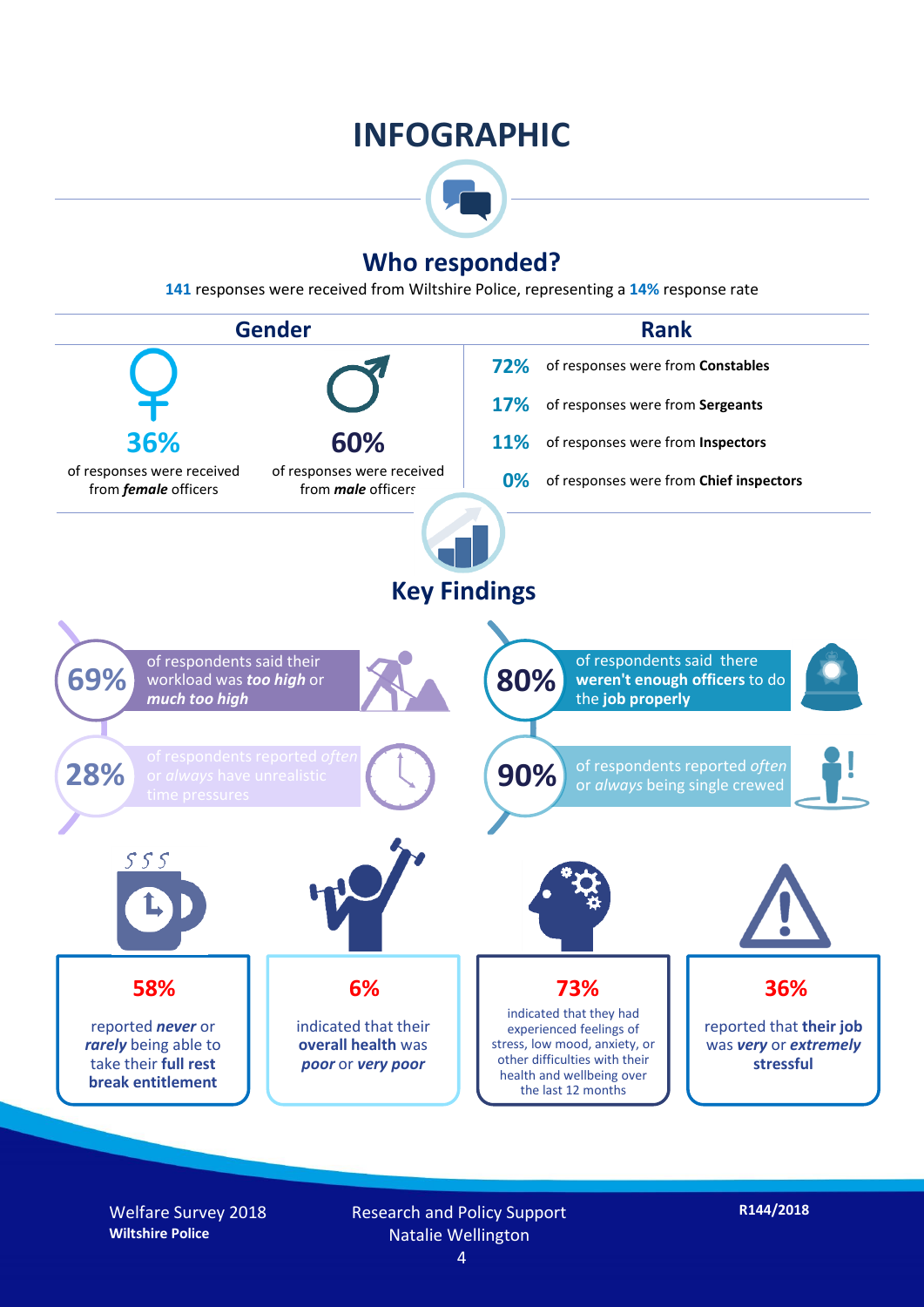# INFOGRAPHIC

## Who responded?

**141** responses were received from Wiltshire Police, representing a **14%** response rate

### Gender

**36%** of responses were received from ***female*** officers

**60%** of responses were received from ***male*** officers

### Rank

**72%** of responses were from **Constables**

**17%** of responses were from **Sergeants**

**11%** of responses were from **Inspectors**

**0%** of responses were from **Chief inspectors**

## Key Findings

**69%** of respondents said their workload was ***too high*** or ***much too high***

**28%** of respondents reported *often* or *always* have unrealistic time pressures

**80%** of respondents said there **weren't enough officers** to do the **job properly**

**90%** of respondents reported *often* or *always* being single crewed

**58%** reported ***never*** or ***rarely*** being able to take their **full rest break entitlement**

**6%** indicated that their **overall health** was ***poor*** or ***very poor***

**73%** indicated that they had experienced feelings of stress, low mood, anxiety, or other difficulties with their health and wellbeing over the last 12 months

**36%** reported that **their job** was ***very*** or ***extremely*** **stressful**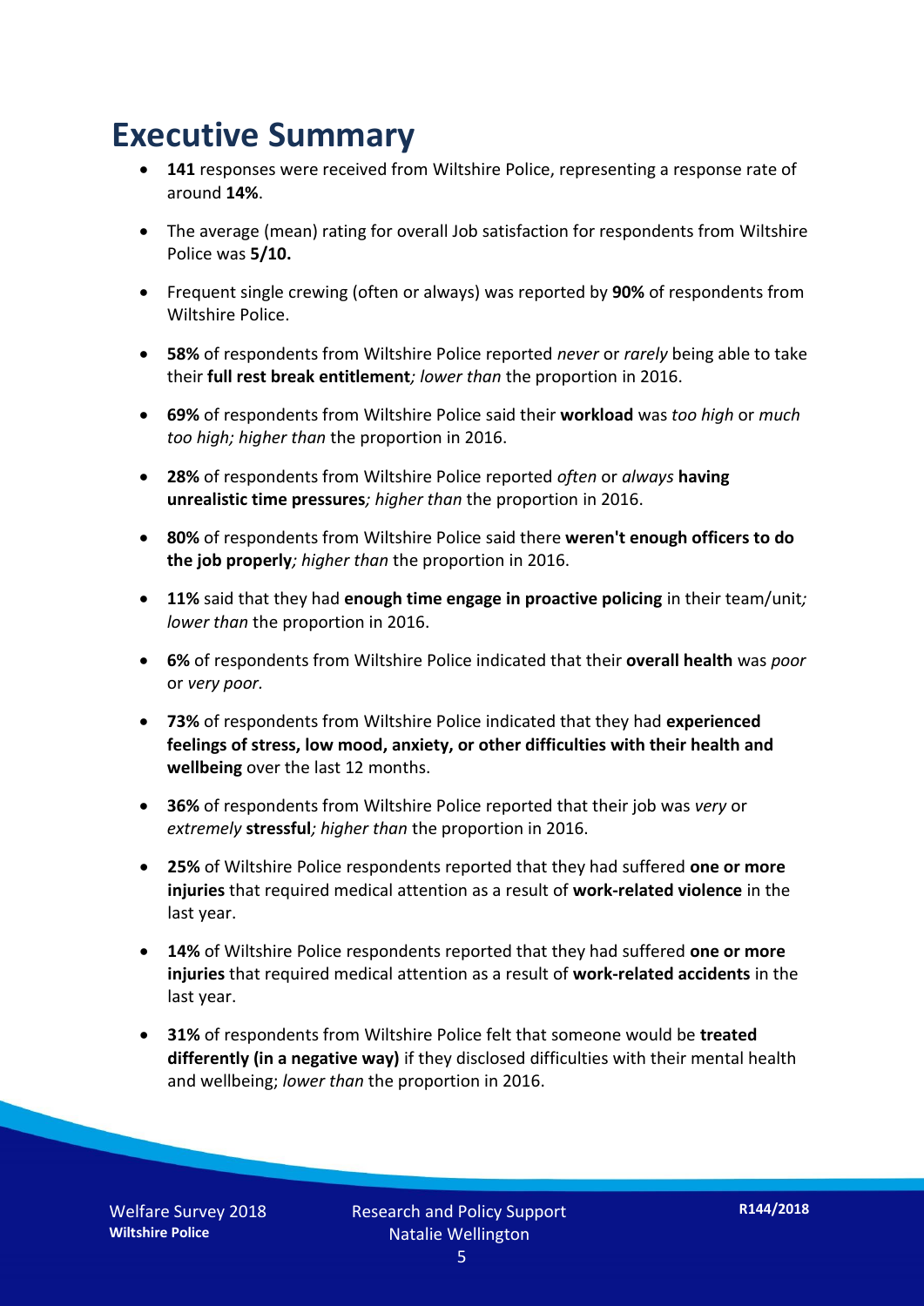# Executive Summary

- **141** responses were received from Wiltshire Police, representing a response rate of around **14%**.
- The average (mean) rating for overall Job satisfaction for respondents from Wiltshire Police was **5/10.**
- Frequent single crewing (often or always) was reported by **90%** of respondents from Wiltshire Police.
- **58%** of respondents from Wiltshire Police reported *never* or *rarely* being able to take their **full rest break entitlement***; lower than* the proportion in 2016.
- **69%** of respondents from Wiltshire Police said their **workload** was *too high* or *much too high; higher than* the proportion in 2016.
- **28%** of respondents from Wiltshire Police reported *often* or *always* **having unrealistic time pressures***; higher than* the proportion in 2016.
- **80%** of respondents from Wiltshire Police said there **weren't enough officers to do the job properly***; higher than* the proportion in 2016.
- **11%** said that they had **enough time engage in proactive policing** in their team/unit*; lower than* the proportion in 2016.
- **6%** of respondents from Wiltshire Police indicated that their **overall health** was *poor* or *very poor.*
- **73%** of respondents from Wiltshire Police indicated that they had **experienced feelings of stress, low mood, anxiety, or other difficulties with their health and wellbeing** over the last 12 months.
- **36%** of respondents from Wiltshire Police reported that their job was *very* or *extremely* **stressful***; higher than* the proportion in 2016.
- **25%** of Wiltshire Police respondents reported that they had suffered **one or more injuries** that required medical attention as a result of **work-related violence** in the last year.
- **14%** of Wiltshire Police respondents reported that they had suffered **one or more injuries** that required medical attention as a result of **work-related accidents** in the last year.
- **31%** of respondents from Wiltshire Police felt that someone would be **treated differently (in a negative way)** if they disclosed difficulties with their mental health and wellbeing; *lower than* the proportion in 2016.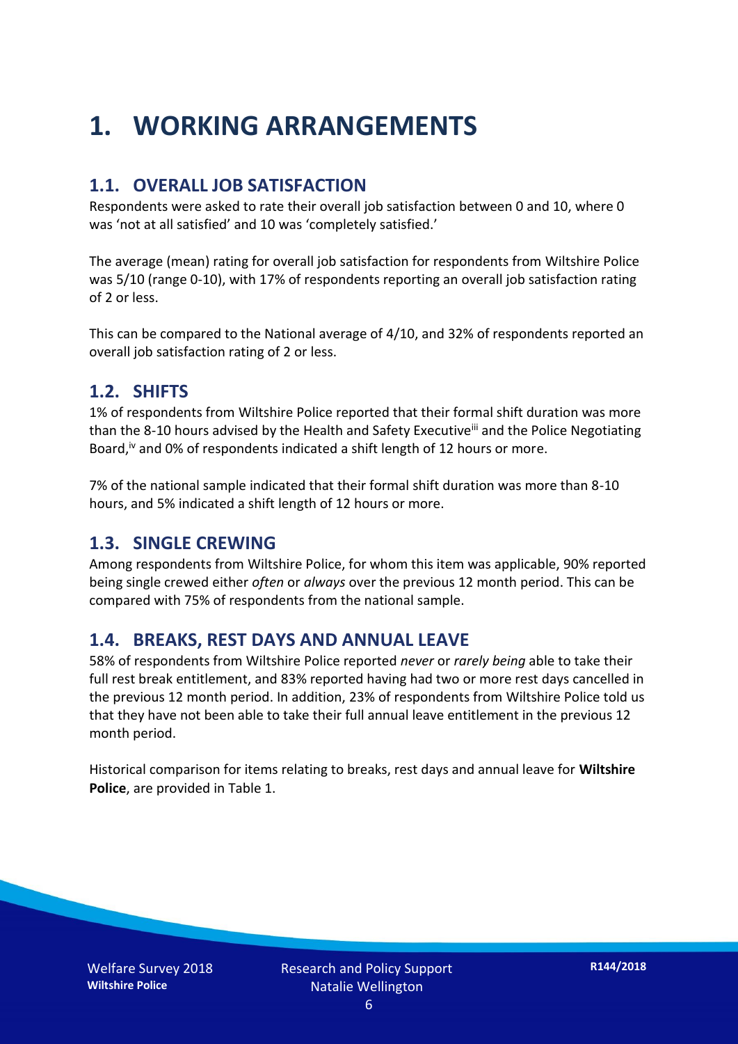# 1. WORKING ARRANGEMENTS

## 1.1. OVERALL JOB SATISFACTION

Respondents were asked to rate their overall job satisfaction between 0 and 10, where 0 was 'not at all satisfied' and 10 was 'completely satisfied.'

The average (mean) rating for overall job satisfaction for respondents from Wiltshire Police was 5/10 (range 0-10), with 17% of respondents reporting an overall job satisfaction rating of 2 or less.

This can be compared to the National average of 4/10, and 32% of respondents reported an overall job satisfaction rating of 2 or less.

## 1.2. SHIFTS

1% of respondents from Wiltshire Police reported that their formal shift duration was more than the 8-10 hours advised by the Health and Safety Executive[iii] and the Police Negotiating Board,[iv] and 0% of respondents indicated a shift length of 12 hours or more.

7% of the national sample indicated that their formal shift duration was more than 8-10 hours, and 5% indicated a shift length of 12 hours or more.

## 1.3. SINGLE CREWING

Among respondents from Wiltshire Police, for whom this item was applicable, 90% reported being single crewed either *often* or *always* over the previous 12 month period. This can be compared with 75% of respondents from the national sample.

## 1.4. BREAKS, REST DAYS AND ANNUAL LEAVE

58% of respondents from Wiltshire Police reported *never* or *rarely being* able to take their full rest break entitlement, and 83% reported having had two or more rest days cancelled in the previous 12 month period. In addition, 23% of respondents from Wiltshire Police told us that they have not been able to take their full annual leave entitlement in the previous 12 month period.

Historical comparison for items relating to breaks, rest days and annual leave for **Wiltshire Police**, are provided in Table 1.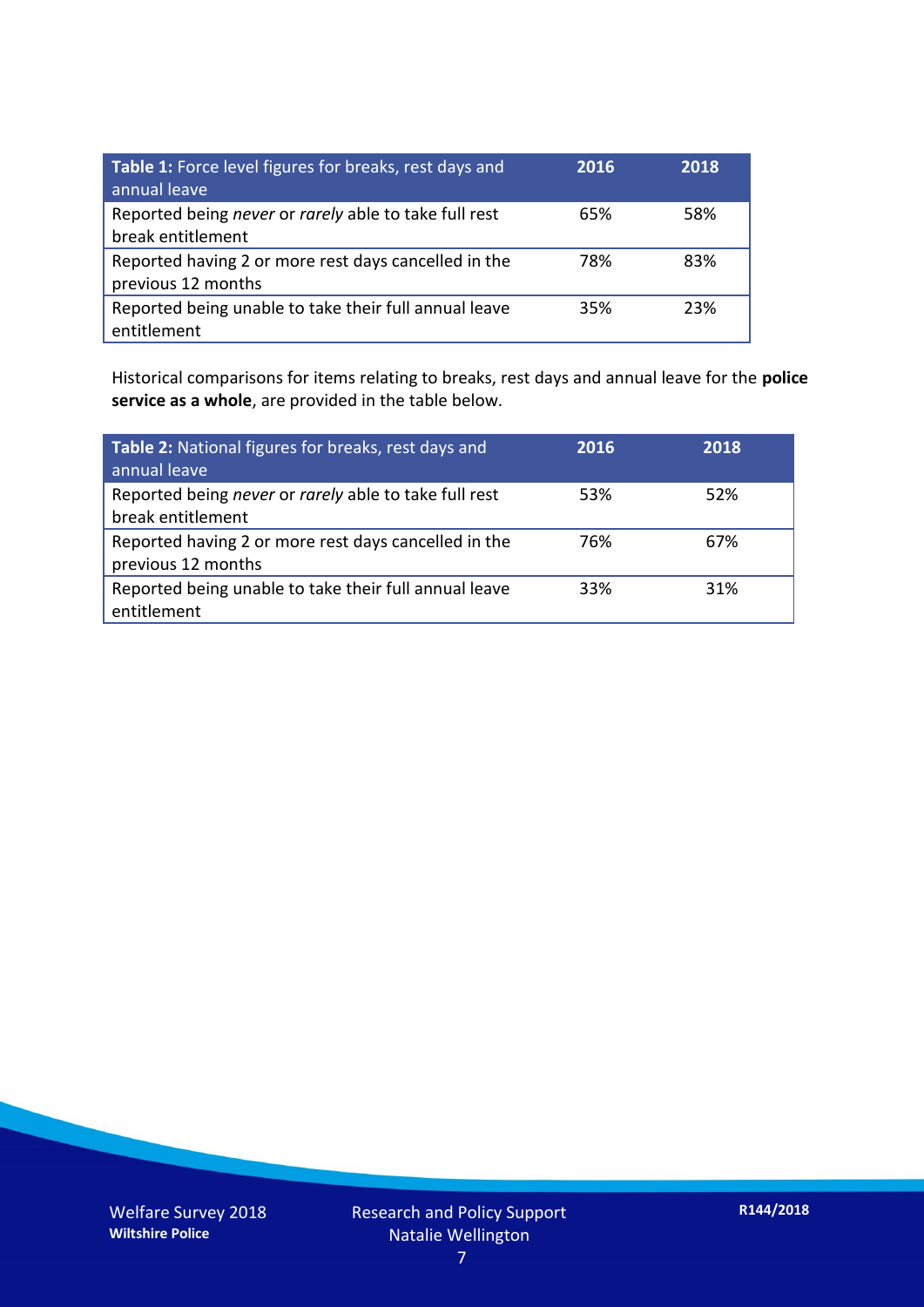| **Table 1:** Force level figures for breaks, rest days and annual leave | **2016** | **2018** |
|---|---|---|
| Reported being *never* or *rarely* able to take full rest break entitlement | 65% | 58% |
| Reported having 2 or more rest days cancelled in the previous 12 months | 78% | 83% |
| Reported being unable to take their full annual leave entitlement | 35% | 23% |

Historical comparisons for items relating to breaks, rest days and annual leave for the **police service as a whole**, are provided in the table below.

| **Table 2:** National figures for breaks, rest days and annual leave | **2016** | **2018** |
|---|---|---|
| Reported being *never* or *rarely* able to take full rest break entitlement | 53% | 52% |
| Reported having 2 or more rest days cancelled in the previous 12 months | 76% | 67% |
| Reported being unable to take their full annual leave entitlement | 33% | 31% |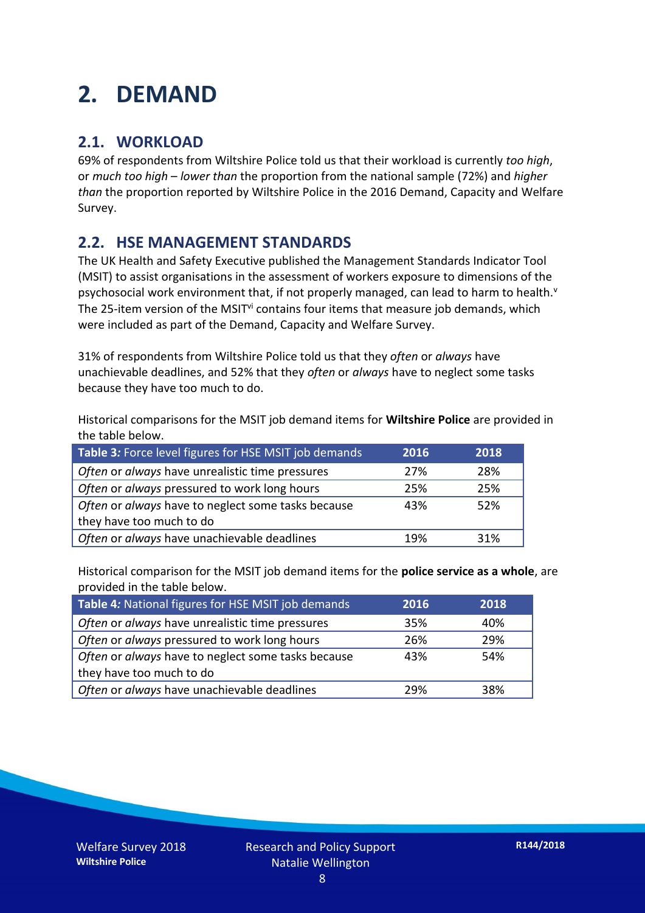# 2. DEMAND

## 2.1. WORKLOAD

69% of respondents from Wiltshire Police told us that their workload is currently *too high*, or *much too high* – *lower than* the proportion from the national sample (72%) and *higher than* the proportion reported by Wiltshire Police in the 2016 Demand, Capacity and Welfare Survey.

## 2.2. HSE MANAGEMENT STANDARDS

The UK Health and Safety Executive published the Management Standards Indicator Tool (MSIT) to assist organisations in the assessment of workers exposure to dimensions of the psychosocial work environment that, if not properly managed, can lead to harm to health.[v] The 25-item version of the MSIT[vi] contains four items that measure job demands, which were included as part of the Demand, Capacity and Welfare Survey.

31% of respondents from Wiltshire Police told us that they *often* or *always* have unachievable deadlines, and 52% that they *often* or *always* have to neglect some tasks because they have too much to do.

Historical comparisons for the MSIT job demand items for **Wiltshire Police** are provided in the table below.

| **Table 3:** Force level figures for HSE MSIT job demands | 2016 | 2018 |
|---|---|---|
| *Often* or *always* have unrealistic time pressures | 27% | 28% |
| *Often* or *always* pressured to work long hours | 25% | 25% |
| *Often* or *always* have to neglect some tasks because they have too much to do | 43% | 52% |
| *Often* or *always* have unachievable deadlines | 19% | 31% |

Historical comparison for the MSIT job demand items for the **police service as a whole**, are provided in the table below.

| **Table 4:** National figures for HSE MSIT job demands | 2016 | 2018 |
|---|---|---|
| *Often* or *always* have unrealistic time pressures | 35% | 40% |
| *Often* or *always* pressured to work long hours | 26% | 29% |
| *Often* or *always* have to neglect some tasks because they have too much to do | 43% | 54% |
| *Often* or *always* have unachievable deadlines | 29% | 38% |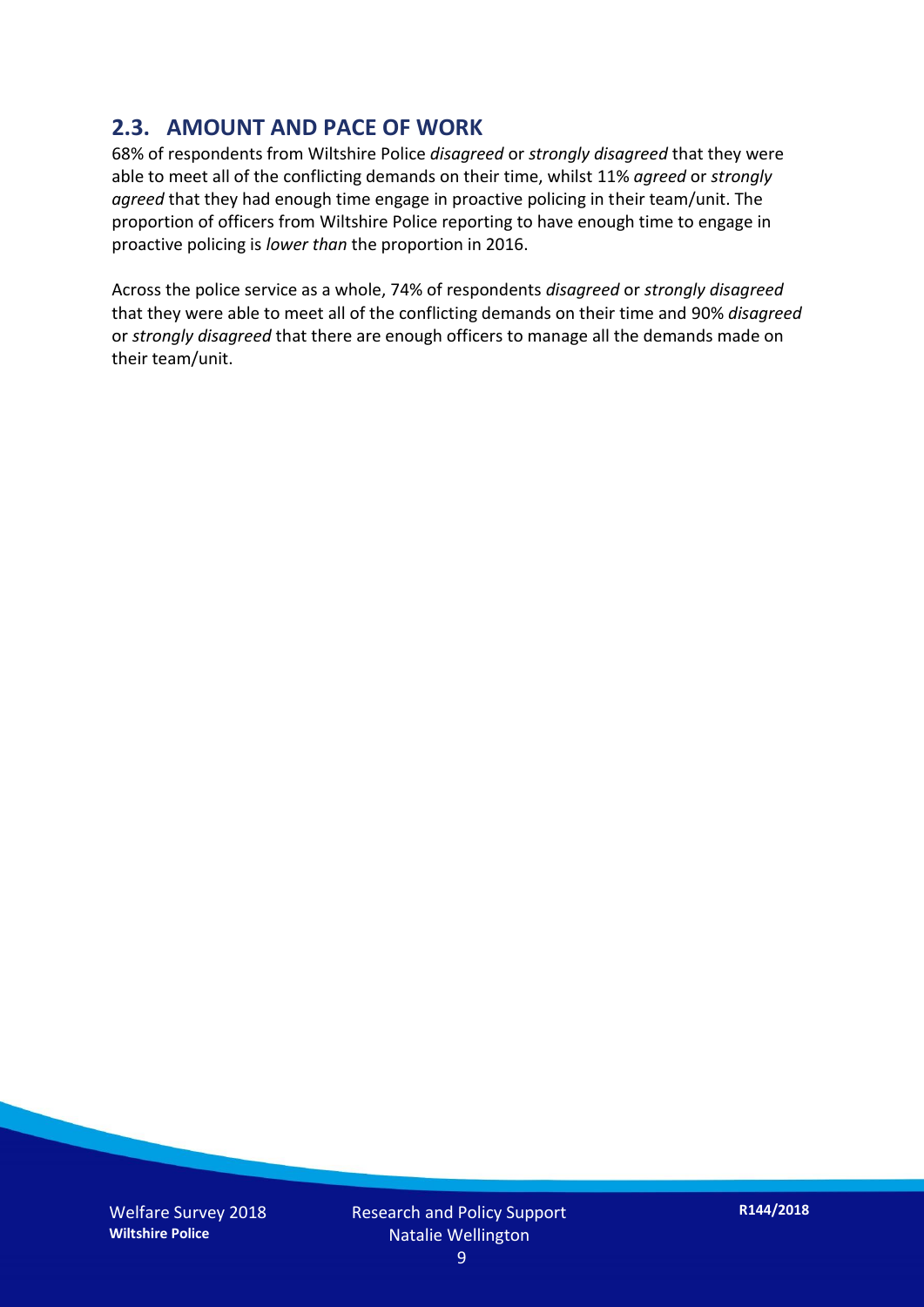## 2.3. AMOUNT AND PACE OF WORK

68% of respondents from Wiltshire Police *disagreed* or *strongly disagreed* that they were able to meet all of the conflicting demands on their time, whilst 11% *agreed* or *strongly agreed* that they had enough time engage in proactive policing in their team/unit. The proportion of officers from Wiltshire Police reporting to have enough time to engage in proactive policing is *lower than* the proportion in 2016.

Across the police service as a whole, 74% of respondents *disagreed* or *strongly disagreed* that they were able to meet all of the conflicting demands on their time and 90% *disagreed* or *strongly disagreed* that there are enough officers to manage all the demands made on their team/unit.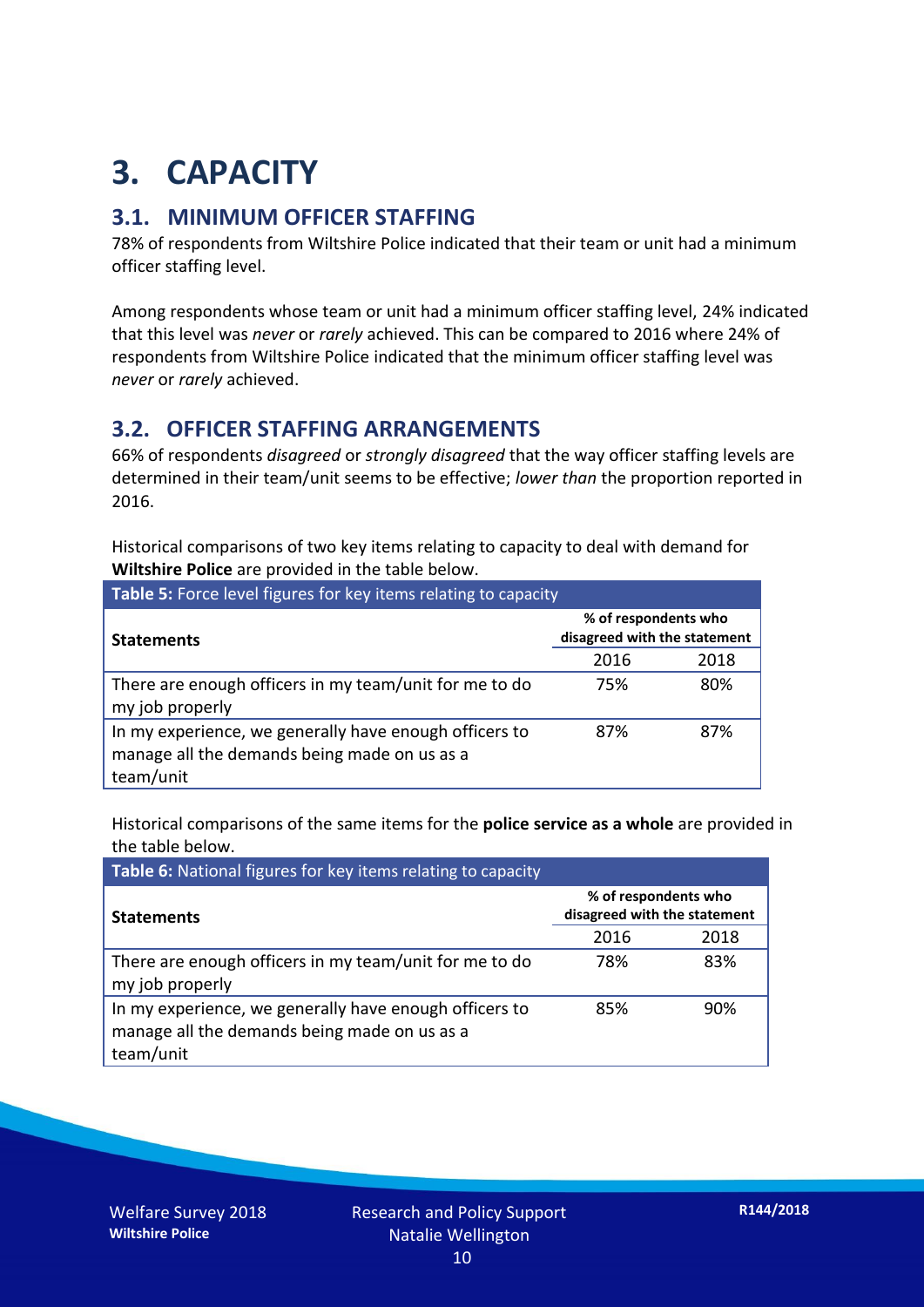# 3. CAPACITY

## 3.1. MINIMUM OFFICER STAFFING

78% of respondents from Wiltshire Police indicated that their team or unit had a minimum officer staffing level.

Among respondents whose team or unit had a minimum officer staffing level, 24% indicated that this level was *never* or *rarely* achieved. This can be compared to 2016 where 24% of respondents from Wiltshire Police indicated that the minimum officer staffing level was *never* or *rarely* achieved.

## 3.2. OFFICER STAFFING ARRANGEMENTS

66% of respondents *disagreed* or *strongly disagreed* that the way officer staffing levels are determined in their team/unit seems to be effective; *lower than* the proportion reported in 2016.

Historical comparisons of two key items relating to capacity to deal with demand for **Wiltshire Police** are provided in the table below.

**Table 5:** Force level figures for key items relating to capacity

| Statements | % of respondents who disagreed with the statement | |
|---|---|---|
| | 2016 | 2018 |
| There are enough officers in my team/unit for me to do my job properly | 75% | 80% |
| In my experience, we generally have enough officers to manage all the demands being made on us as a team/unit | 87% | 87% |

Historical comparisons of the same items for the **police service as a whole** are provided in the table below.

**Table 6:** National figures for key items relating to capacity

| Statements | % of respondents who disagreed with the statement | |
|---|---|---|
| | 2016 | 2018 |
| There are enough officers in my team/unit for me to do my job properly | 78% | 83% |
| In my experience, we generally have enough officers to manage all the demands being made on us as a team/unit | 85% | 90% |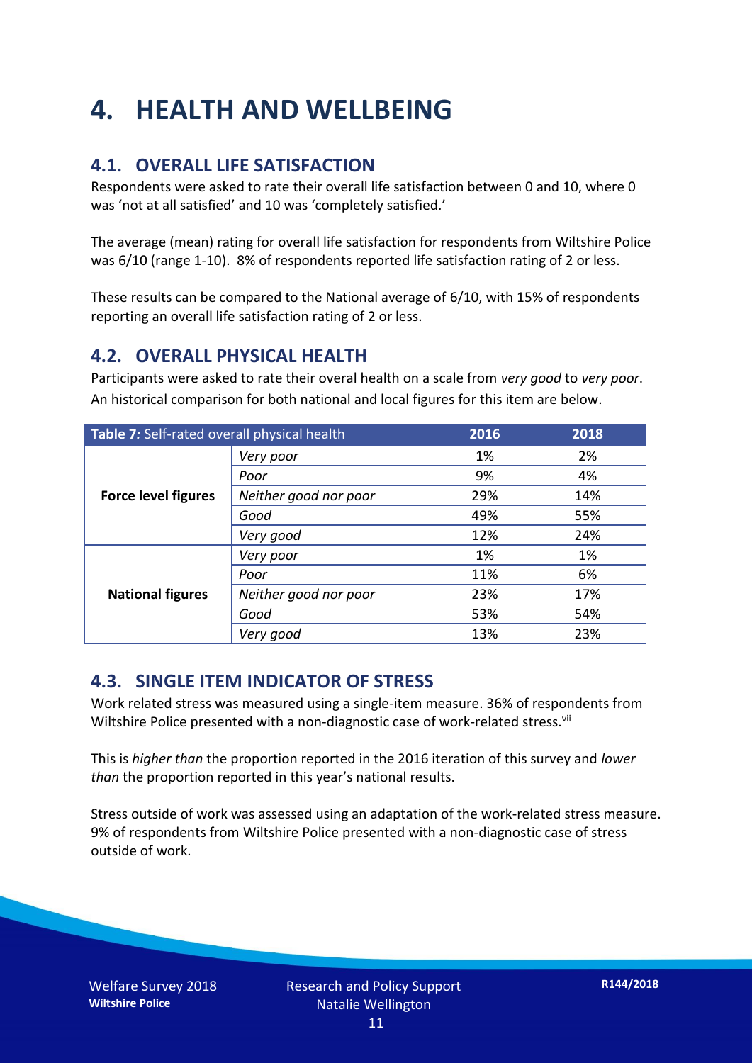# 4. HEALTH AND WELLBEING

## 4.1. OVERALL LIFE SATISFACTION

Respondents were asked to rate their overall life satisfaction between 0 and 10, where 0 was 'not at all satisfied' and 10 was 'completely satisfied.'

The average (mean) rating for overall life satisfaction for respondents from Wiltshire Police was 6/10 (range 1-10). 8% of respondents reported life satisfaction rating of 2 or less.

These results can be compared to the National average of 6/10, with 15% of respondents reporting an overall life satisfaction rating of 2 or less.

## 4.2. OVERALL PHYSICAL HEALTH

Participants were asked to rate their overal health on a scale from *very good* to *very poor*. An historical comparison for both national and local figures for this item are below.

| **Table 7:** Self-rated overall physical health | | 2016 | 2018 |
|---|---|---|---|
| **Force level figures** | *Very poor* | 1% | 2% |
| | *Poor* | 9% | 4% |
| | *Neither good nor poor* | 29% | 14% |
| | *Good* | 49% | 55% |
| | *Very good* | 12% | 24% |
| **National figures** | *Very poor* | 1% | 1% |
| | *Poor* | 11% | 6% |
| | *Neither good nor poor* | 23% | 17% |
| | *Good* | 53% | 54% |
| | *Very good* | 13% | 23% |

## 4.3. SINGLE ITEM INDICATOR OF STRESS

Work related stress was measured using a single-item measure. 36% of respondents from Wiltshire Police presented with a non-diagnostic case of work-related stress.[vii]

This is *higher than* the proportion reported in the 2016 iteration of this survey and *lower than* the proportion reported in this year's national results.

Stress outside of work was assessed using an adaptation of the work-related stress measure. 9% of respondents from Wiltshire Police presented with a non-diagnostic case of stress outside of work.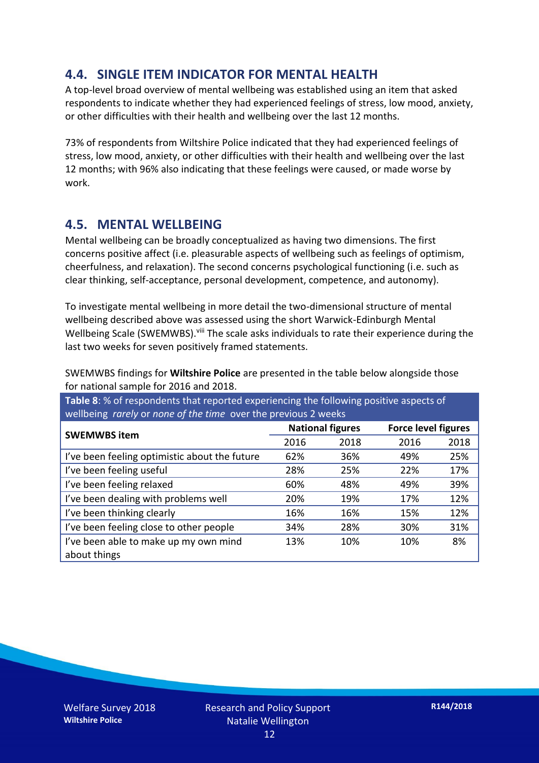## 4.4. SINGLE ITEM INDICATOR FOR MENTAL HEALTH

A top-level broad overview of mental wellbeing was established using an item that asked respondents to indicate whether they had experienced feelings of stress, low mood, anxiety, or other difficulties with their health and wellbeing over the last 12 months.

73% of respondents from Wiltshire Police indicated that they had experienced feelings of stress, low mood, anxiety, or other difficulties with their health and wellbeing over the last 12 months; with 96% also indicating that these feelings were caused, or made worse by work.

## 4.5. MENTAL WELLBEING

Mental wellbeing can be broadly conceptualized as having two dimensions. The first concerns positive affect (i.e. pleasurable aspects of wellbeing such as feelings of optimism, cheerfulness, and relaxation). The second concerns psychological functioning (i.e. such as clear thinking, self-acceptance, personal development, competence, and autonomy).

To investigate mental wellbeing in more detail the two-dimensional structure of mental wellbeing described above was assessed using the short Warwick-Edinburgh Mental Wellbeing Scale (SWEMWBS).[viii] The scale asks individuals to rate their experience during the last two weeks for seven positively framed statements.

SWEMWBS findings for **Wiltshire Police** are presented in the table below alongside those for national sample for 2016 and 2018.

**Table 8**: % of respondents that reported experiencing the following positive aspects of wellbeing *rarely* or *none of the time* over the previous 2 weeks

| SWEMWBS item | National figures | | Force level figures | |
|---|---|---|---|---|
| | 2016 | 2018 | 2016 | 2018 |
| I've been feeling optimistic about the future | 62% | 36% | 49% | 25% |
| I've been feeling useful | 28% | 25% | 22% | 17% |
| I've been feeling relaxed | 60% | 48% | 49% | 39% |
| I've been dealing with problems well | 20% | 19% | 17% | 12% |
| I've been thinking clearly | 16% | 16% | 15% | 12% |
| I've been feeling close to other people | 34% | 28% | 30% | 31% |
| I've been able to make up my own mind about things | 13% | 10% | 10% | 8% |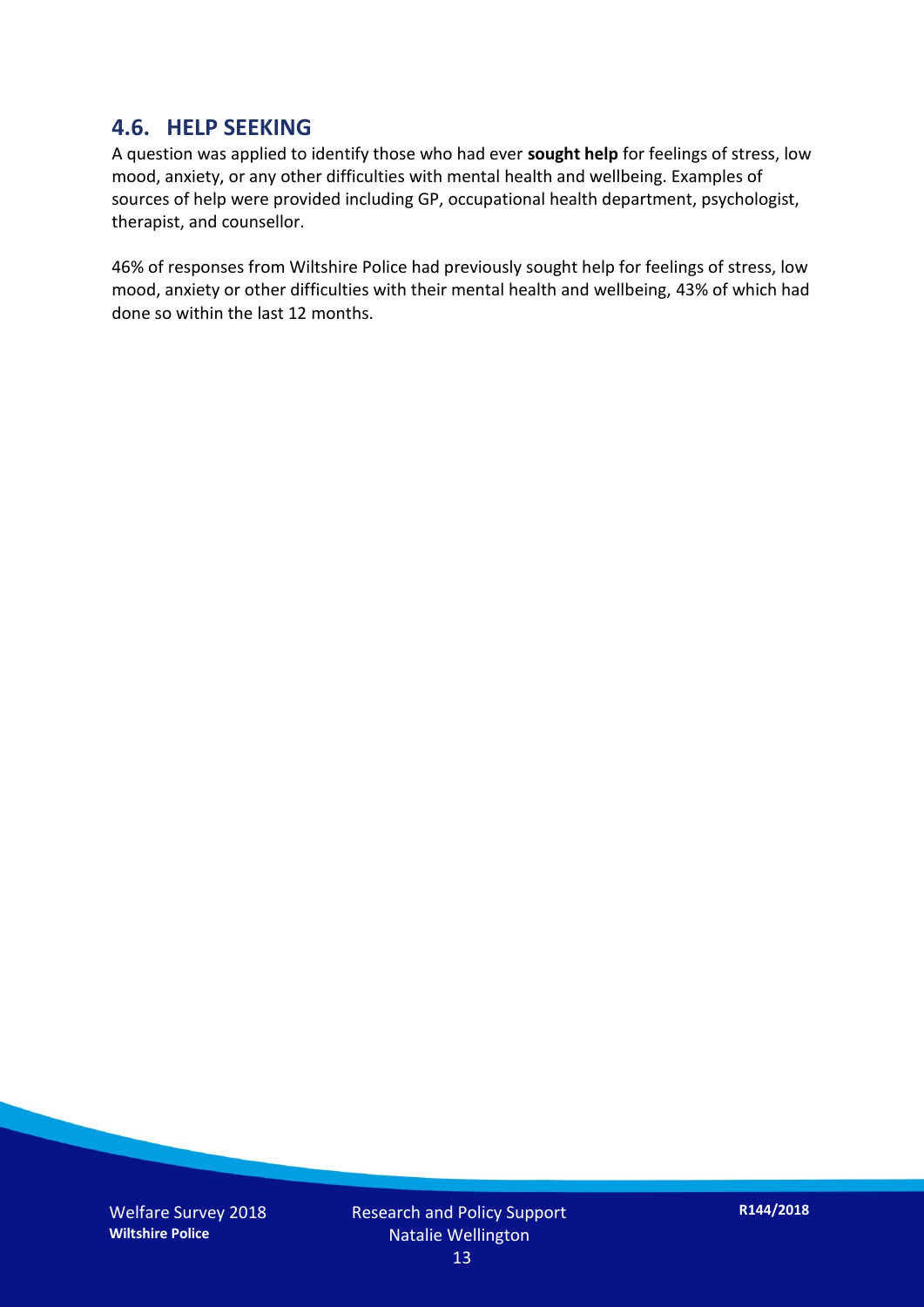## 4.6. HELP SEEKING

A question was applied to identify those who had ever **sought help** for feelings of stress, low mood, anxiety, or any other difficulties with mental health and wellbeing. Examples of sources of help were provided including GP, occupational health department, psychologist, therapist, and counsellor.

46% of responses from Wiltshire Police had previously sought help for feelings of stress, low mood, anxiety or other difficulties with their mental health and wellbeing, 43% of which had done so within the last 12 months.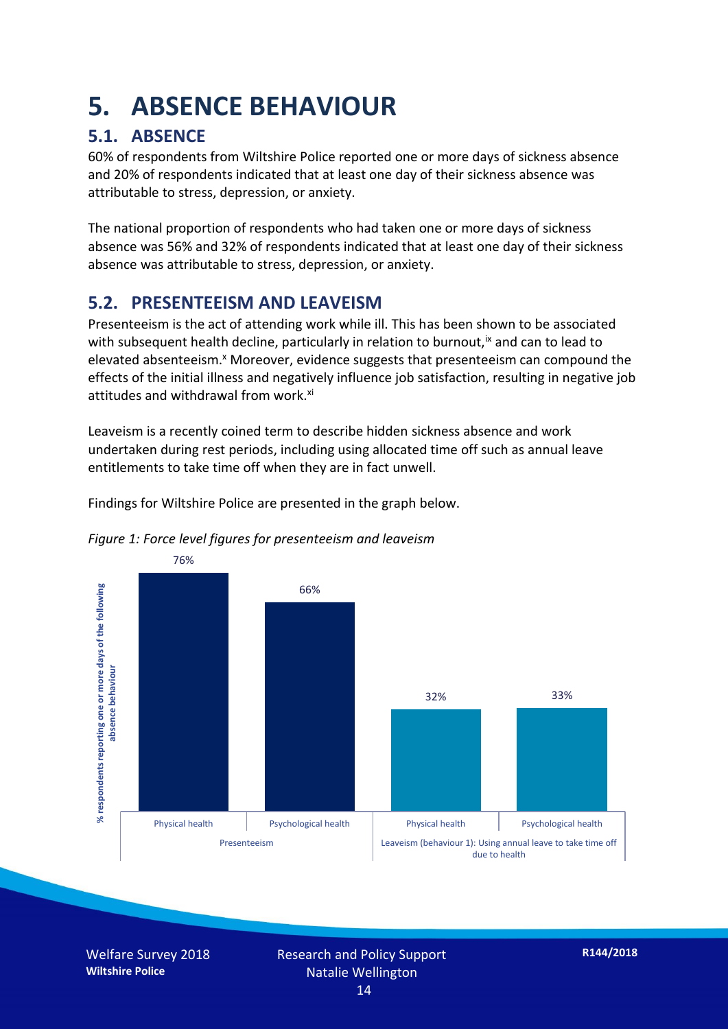# 5. ABSENCE BEHAVIOUR

## 5.1. ABSENCE

60% of respondents from Wiltshire Police reported one or more days of sickness absence and 20% of respondents indicated that at least one day of their sickness absence was attributable to stress, depression, or anxiety.

The national proportion of respondents who had taken one or more days of sickness absence was 56% and 32% of respondents indicated that at least one day of their sickness absence was attributable to stress, depression, or anxiety.

## 5.2. PRESENTEEISM AND LEAVEISM

Presenteeism is the act of attending work while ill. This has been shown to be associated with subsequent health decline, particularly in relation to burnout,[ix] and can to lead to elevated absenteeism.[x] Moreover, evidence suggests that presenteeism can compound the effects of the initial illness and negatively influence job satisfaction, resulting in negative job attitudes and withdrawal from work.[xi]

Leaveism is a recently coined term to describe hidden sickness absence and work undertaken during rest periods, including using allocated time off such as annual leave entitlements to take time off when they are in fact unwell.

Findings for Wiltshire Police are presented in the graph below.

*Figure 1: Force level figures for presenteeism and leaveism*

| % respondents reporting one or more days of the following absence behaviour | Physical health | Psychological health |
|---|---|---|
| Presenteeism | 76% | 66% |
| Leaveism (behaviour 1): Using annual leave to take time off due to health | 32% | 33% |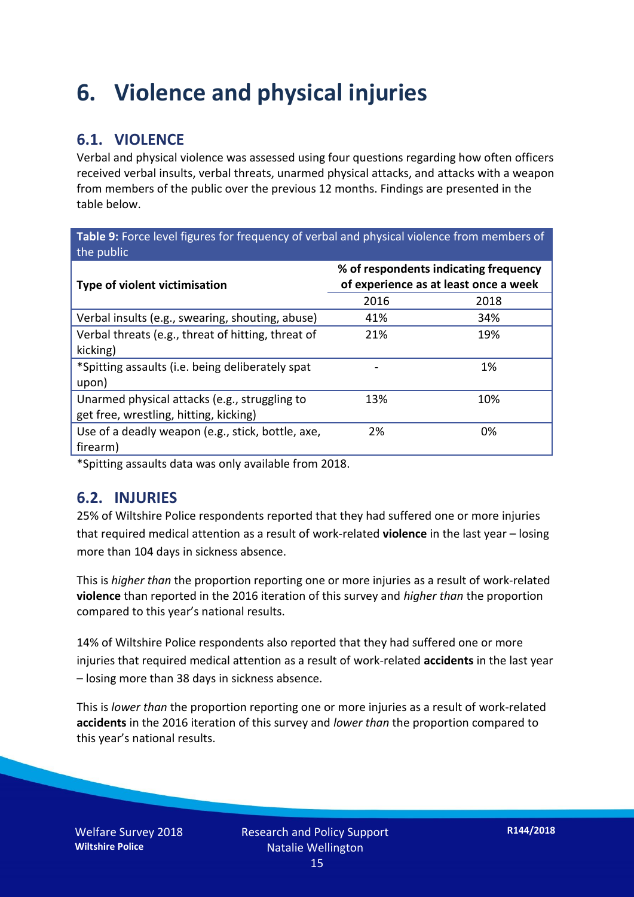# 6. Violence and physical injuries

## 6.1. VIOLENCE

Verbal and physical violence was assessed using four questions regarding how often officers received verbal insults, verbal threats, unarmed physical attacks, and attacks with a weapon from members of the public over the previous 12 months. Findings are presented in the table below.

**Table 9:** Force level figures for frequency of verbal and physical violence from members of the public

| Type of violent victimisation | % of respondents indicating frequency of experience as at least once a week | |
|---|---|---|
| | 2016 | 2018 |
| Verbal insults (e.g., swearing, shouting, abuse) | 41% | 34% |
| Verbal threats (e.g., threat of hitting, threat of kicking) | 21% | 19% |
| *Spitting assaults (i.e. being deliberately spat upon) | - | 1% |
| Unarmed physical attacks (e.g., struggling to get free, wrestling, hitting, kicking) | 13% | 10% |
| Use of a deadly weapon (e.g., stick, bottle, axe, firearm) | 2% | 0% |

*Spitting assaults data was only available from 2018.

## 6.2. INJURIES

25% of Wiltshire Police respondents reported that they had suffered one or more injuries that required medical attention as a result of work-related **violence** in the last year – losing more than 104 days in sickness absence.

This is *higher than* the proportion reporting one or more injuries as a result of work-related **violence** than reported in the 2016 iteration of this survey and *higher than* the proportion compared to this year's national results.

14% of Wiltshire Police respondents also reported that they had suffered one or more injuries that required medical attention as a result of work-related **accidents** in the last year – losing more than 38 days in sickness absence.

This is *lower than* the proportion reporting one or more injuries as a result of work-related **accidents** in the 2016 iteration of this survey and *lower than* the proportion compared to this year's national results.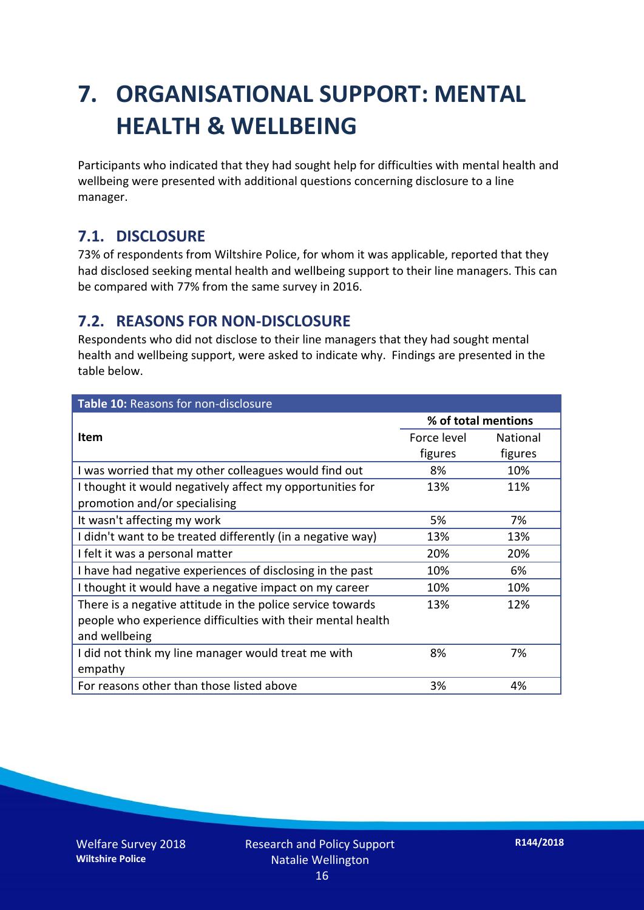# 7. ORGANISATIONAL SUPPORT: MENTAL HEALTH & WELLBEING

Participants who indicated that they had sought help for difficulties with mental health and wellbeing were presented with additional questions concerning disclosure to a line manager.

## 7.1. DISCLOSURE

73% of respondents from Wiltshire Police, for whom it was applicable, reported that they had disclosed seeking mental health and wellbeing support to their line managers. This can be compared with 77% from the same survey in 2016.

## 7.2. REASONS FOR NON-DISCLOSURE

Respondents who did not disclose to their line managers that they had sought mental health and wellbeing support, were asked to indicate why. Findings are presented in the table below.

**Table 10:** Reasons for non-disclosure

| Item | % of total mentions | |
|---|---|---|
| | Force level figures | National figures |
| I was worried that my other colleagues would find out | 8% | 10% |
| I thought it would negatively affect my opportunities for promotion and/or specialising | 13% | 11% |
| It wasn't affecting my work | 5% | 7% |
| I didn't want to be treated differently (in a negative way) | 13% | 13% |
| I felt it was a personal matter | 20% | 20% |
| I have had negative experiences of disclosing in the past | 10% | 6% |
| I thought it would have a negative impact on my career | 10% | 10% |
| There is a negative attitude in the police service towards people who experience difficulties with their mental health and wellbeing | 13% | 12% |
| I did not think my line manager would treat me with empathy | 8% | 7% |
| For reasons other than those listed above | 3% | 4% |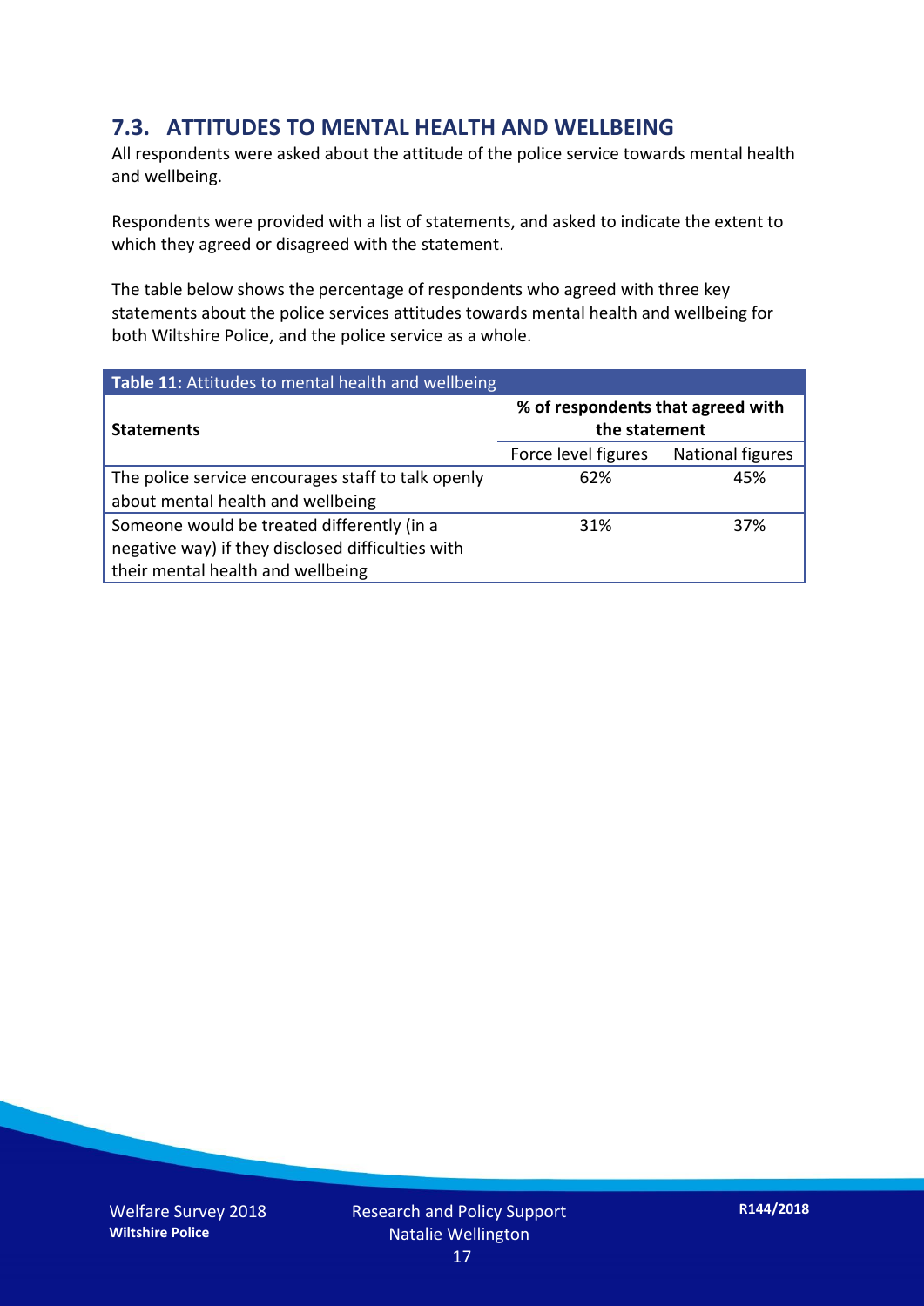## 7.3. ATTITUDES TO MENTAL HEALTH AND WELLBEING

All respondents were asked about the attitude of the police service towards mental health and wellbeing.

Respondents were provided with a list of statements, and asked to indicate the extent to which they agreed or disagreed with the statement.

The table below shows the percentage of respondents who agreed with three key statements about the police services attitudes towards mental health and wellbeing for both Wiltshire Police, and the police service as a whole.

**Table 11:** Attitudes to mental health and wellbeing

| **Statements** | **% of respondents that agreed with the statement** | |
|---|---|---|
| | Force level figures | National figures |
| The police service encourages staff to talk openly about mental health and wellbeing | 62% | 45% |
| Someone would be treated differently (in a negative way) if they disclosed difficulties with their mental health and wellbeing | 31% | 37% |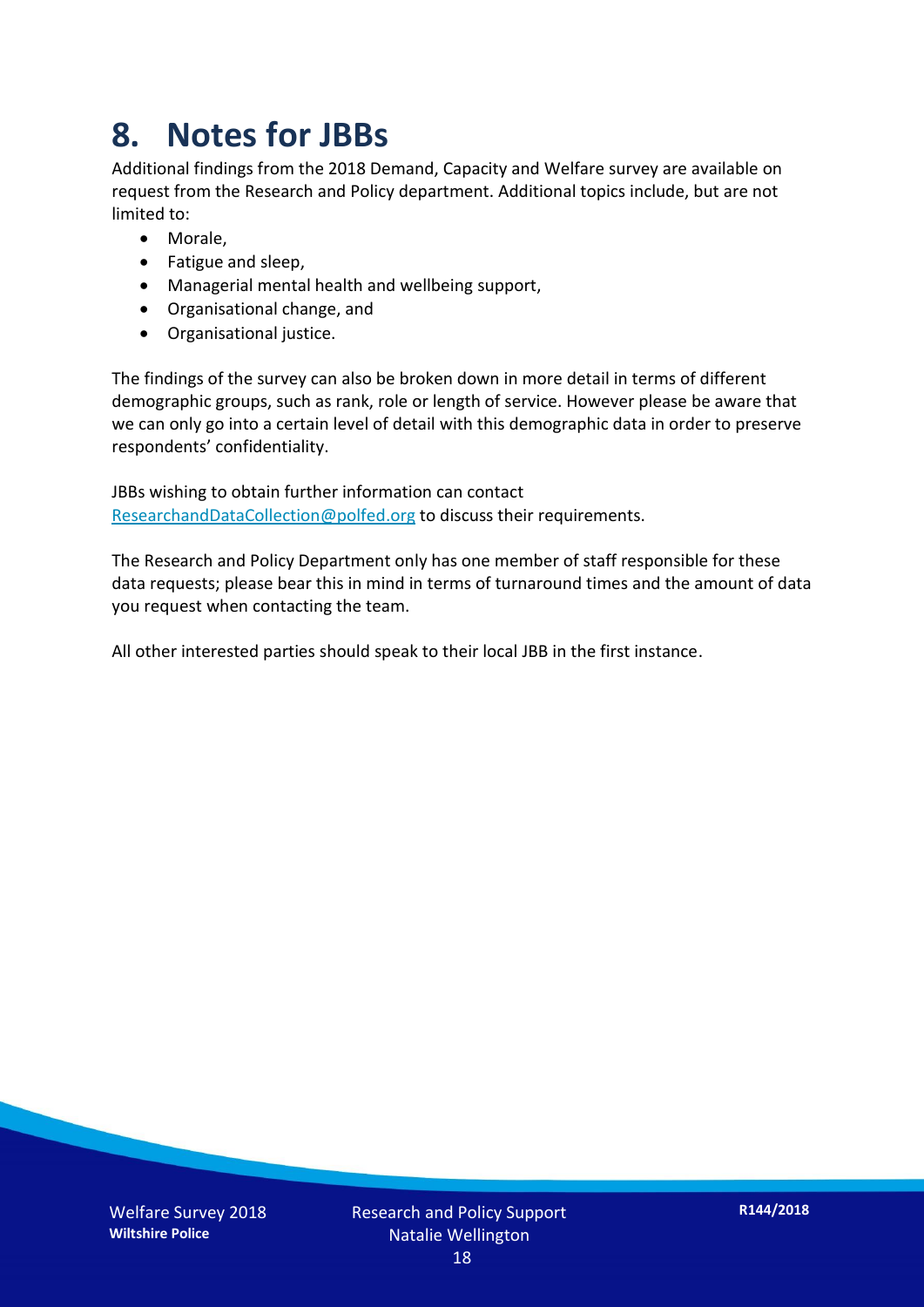# 8. Notes for JBBs

Additional findings from the 2018 Demand, Capacity and Welfare survey are available on request from the Research and Policy department. Additional topics include, but are not limited to:

- Morale,
- Fatigue and sleep,
- Managerial mental health and wellbeing support,
- Organisational change, and
- Organisational justice.

The findings of the survey can also be broken down in more detail in terms of different demographic groups, such as rank, role or length of service. However please be aware that we can only go into a certain level of detail with this demographic data in order to preserve respondents' confidentiality.

JBBs wishing to obtain further information can contact ResearchandDataCollection@polfed.org to discuss their requirements.

The Research and Policy Department only has one member of staff responsible for these data requests; please bear this in mind in terms of turnaround times and the amount of data you request when contacting the team.

All other interested parties should speak to their local JBB in the first instance.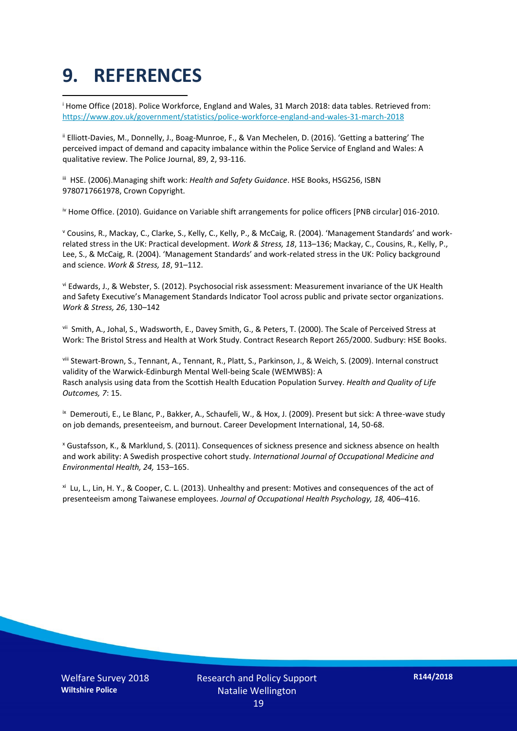# 9. REFERENCES

[i] Home Office (2018). Police Workforce, England and Wales, 31 March 2018: data tables. Retrieved from: https://www.gov.uk/government/statistics/police-workforce-england-and-wales-31-march-2018

[ii] Elliott-Davies, M., Donnelly, J., Boag-Munroe, F., & Van Mechelen, D. (2016). 'Getting a battering' The perceived impact of demand and capacity imbalance within the Police Service of England and Wales: A qualitative review. The Police Journal, 89, 2, 93-116.

[iii] HSE. (2006).Managing shift work: *Health and Safety Guidance*. HSE Books, HSG256, ISBN 9780717661978, Crown Copyright.

[iv] Home Office. (2010). Guidance on Variable shift arrangements for police officers [PNB circular] 016-2010.

[v] Cousins, R., Mackay, C., Clarke, S., Kelly, C., Kelly, P., & McCaig, R. (2004). 'Management Standards' and work-related stress in the UK: Practical development. *Work & Stress, 18*, 113–136; Mackay, C., Cousins, R., Kelly, P., Lee, S., & McCaig, R. (2004). 'Management Standards' and work-related stress in the UK: Policy background and science. *Work & Stress, 18*, 91–112.

[vi] Edwards, J., & Webster, S. (2012). Psychosocial risk assessment: Measurement invariance of the UK Health and Safety Executive's Management Standards Indicator Tool across public and private sector organizations. *Work & Stress, 26*, 130–142

[vii] Smith, A., Johal, S., Wadsworth, E., Davey Smith, G., & Peters, T. (2000). The Scale of Perceived Stress at Work: The Bristol Stress and Health at Work Study. Contract Research Report 265/2000. Sudbury: HSE Books.

[viii] Stewart-Brown, S., Tennant, A., Tennant, R., Platt, S., Parkinson, J., & Weich, S. (2009). Internal construct validity of the Warwick-Edinburgh Mental Well-being Scale (WEMWBS): A
Rasch analysis using data from the Scottish Health Education Population Survey. *Health and Quality of Life Outcomes, 7*: 15.

[ix] Demerouti, E., Le Blanc, P., Bakker, A., Schaufeli, W., & Hox, J. (2009). Present but sick: A three-wave study on job demands, presenteeism, and burnout. Career Development International, 14, 50-68.

[x] Gustafsson, K., & Marklund, S. (2011). Consequences of sickness presence and sickness absence on health and work ability: A Swedish prospective cohort study. *International Journal of Occupational Medicine and Environmental Health, 24,* 153–165.

[xi] Lu, L., Lin, H. Y., & Cooper, C. L. (2013). Unhealthy and present: Motives and consequences of the act of presenteeism among Taiwanese employees. *Journal of Occupational Health Psychology, 18,* 406–416.